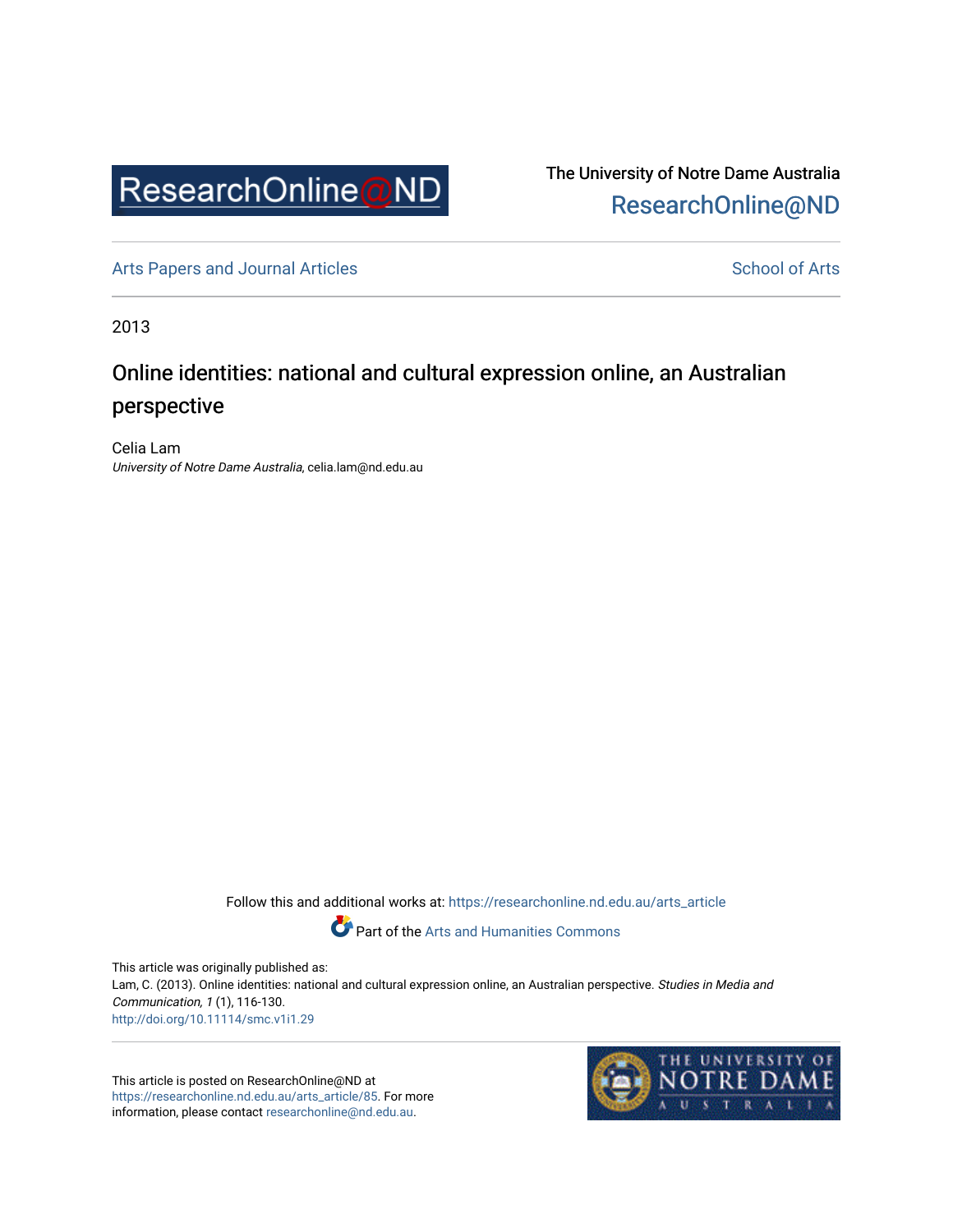ResearchOnline@ND

The University of Notre Dame Australia
ResearchOnline@ND

Arts Papers and Journal Articles | School of Arts

2013

# Online identities: national and cultural expression online, an Australian perspective

Celia Lam
*University of Notre Dame Australia*, celia.lam@nd.edu.au

Follow this and additional works at: https://researchonline.nd.edu.au/arts_article

Part of the Arts and Humanities Commons

This article was originally published as:
Lam, C. (2013). Online identities: national and cultural expression online, an Australian perspective. *Studies in Media and Communication, 1* (1), 116-130.
http://doi.org/10.11114/smc.v1i1.29

This article is posted on ResearchOnline@ND at https://researchonline.nd.edu.au/arts_article/85. For more information, please contact researchonline@nd.edu.au.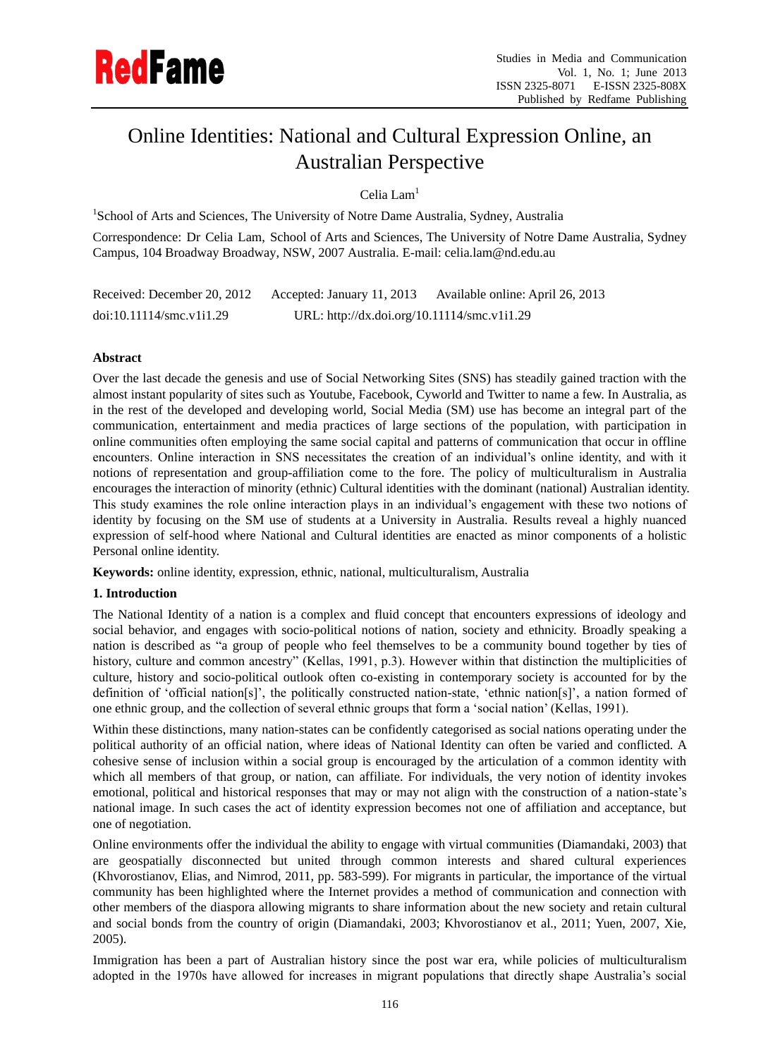# Online Identities: National and Cultural Expression Online, an Australian Perspective

Celia Lam[1]

[1]School of Arts and Sciences, The University of Notre Dame Australia, Sydney, Australia

Correspondence: Dr Celia Lam, School of Arts and Sciences, The University of Notre Dame Australia, Sydney Campus, 104 Broadway Broadway, NSW, 2007 Australia. E-mail: celia.lam@nd.edu.au

Received: December 20, 2012 Accepted: January 11, 2013 Available online: April 26, 2013

doi:10.11114/smc.v1i1.29 URL: http://dx.doi.org/10.11114/smc.v1i1.29

**Abstract**

Over the last decade the genesis and use of Social Networking Sites (SNS) has steadily gained traction with the almost instant popularity of sites such as Youtube, Facebook, Cyworld and Twitter to name a few. In Australia, as in the rest of the developed and developing world, Social Media (SM) use has become an integral part of the communication, entertainment and media practices of large sections of the population, with participation in online communities often employing the same social capital and patterns of communication that occur in offline encounters. Online interaction in SNS necessitates the creation of an individual's online identity, and with it notions of representation and group-affiliation come to the fore. The policy of multiculturalism in Australia encourages the interaction of minority (ethnic) Cultural identities with the dominant (national) Australian identity. This study examines the role online interaction plays in an individual's engagement with these two notions of identity by focusing on the SM use of students at a University in Australia. Results reveal a highly nuanced expression of self-hood where National and Cultural identities are enacted as minor components of a holistic Personal online identity.

**Keywords:** online identity, expression, ethnic, national, multiculturalism, Australia

## 1. Introduction

The National Identity of a nation is a complex and fluid concept that encounters expressions of ideology and social behavior, and engages with socio-political notions of nation, society and ethnicity. Broadly speaking a nation is described as "a group of people who feel themselves to be a community bound together by ties of history, culture and common ancestry" (Kellas, 1991, p.3). However within that distinction the multiplicities of culture, history and socio-political outlook often co-existing in contemporary society is accounted for by the definition of 'official nation[s]', the politically constructed nation-state, 'ethnic nation[s]', a nation formed of one ethnic group, and the collection of several ethnic groups that form a 'social nation' (Kellas, 1991).

Within these distinctions, many nation-states can be confidently categorised as social nations operating under the political authority of an official nation, where ideas of National Identity can often be varied and conflicted. A cohesive sense of inclusion within a social group is encouraged by the articulation of a common identity with which all members of that group, or nation, can affiliate. For individuals, the very notion of identity invokes emotional, political and historical responses that may or may not align with the construction of a nation-state's national image. In such cases the act of identity expression becomes not one of affiliation and acceptance, but one of negotiation.

Online environments offer the individual the ability to engage with virtual communities (Diamandaki, 2003) that are geospatially disconnected but united through common interests and shared cultural experiences (Khvorostianov, Elias, and Nimrod, 2011, pp. 583-599). For migrants in particular, the importance of the virtual community has been highlighted where the Internet provides a method of communication and connection with other members of the diaspora allowing migrants to share information about the new society and retain cultural and social bonds from the country of origin (Diamandaki, 2003; Khvorostianov et al., 2011; Yuen, 2007, Xie, 2005).

Immigration has been a part of Australian history since the post war era, while policies of multiculturalism adopted in the 1970s have allowed for increases in migrant populations that directly shape Australia's social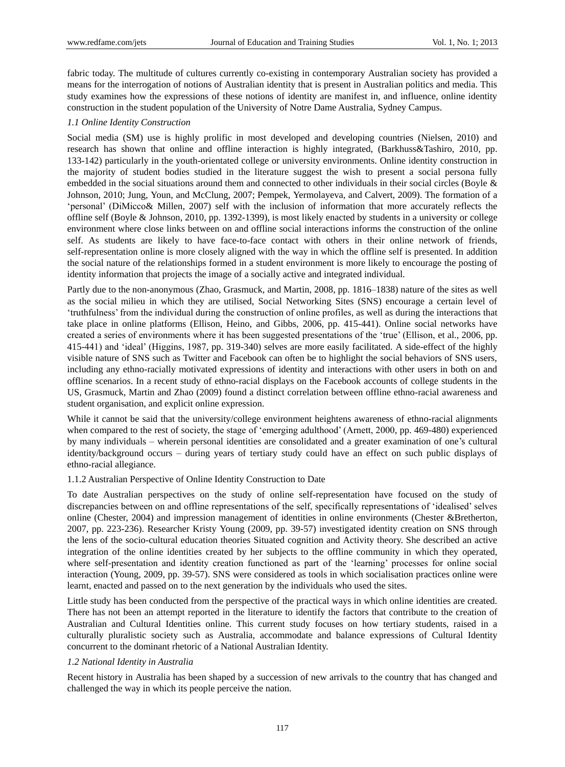fabric today. The multitude of cultures currently co-existing in contemporary Australian society has provided a means for the interrogation of notions of Australian identity that is present in Australian politics and media. This study examines how the expressions of these notions of identity are manifest in, and influence, online identity construction in the student population of the University of Notre Dame Australia, Sydney Campus.

### *1.1 Online Identity Construction*

Social media (SM) use is highly prolific in most developed and developing countries (Nielsen, 2010) and research has shown that online and offline interaction is highly integrated, (Barkhuss&Tashiro, 2010, pp. 133-142) particularly in the youth-orientated college or university environments. Online identity construction in the majority of student bodies studied in the literature suggest the wish to present a social persona fully embedded in the social situations around them and connected to other individuals in their social circles (Boyle & Johnson, 2010; Jung, Youn, and McClung, 2007; Pempek, Yermolayeva, and Calvert, 2009). The formation of a 'personal' (DiMicco& Millen, 2007) self with the inclusion of information that more accurately reflects the offline self (Boyle & Johnson, 2010, pp. 1392-1399), is most likely enacted by students in a university or college environment where close links between on and offline social interactions informs the construction of the online self. As students are likely to have face-to-face contact with others in their online network of friends, self-representation online is more closely aligned with the way in which the offline self is presented. In addition the social nature of the relationships formed in a student environment is more likely to encourage the posting of identity information that projects the image of a socially active and integrated individual.

Partly due to the non-anonymous (Zhao, Grasmuck, and Martin, 2008, pp. 1816–1838) nature of the sites as well as the social milieu in which they are utilised, Social Networking Sites (SNS) encourage a certain level of 'truthfulness' from the individual during the construction of online profiles, as well as during the interactions that take place in online platforms (Ellison, Heino, and Gibbs, 2006, pp. 415-441). Online social networks have created a series of environments where it has been suggested presentations of the 'true' (Ellison, et al., 2006, pp. 415-441) and 'ideal' (Higgins, 1987, pp. 319-340) selves are more easily facilitated. A side-effect of the highly visible nature of SNS such as Twitter and Facebook can often be to highlight the social behaviors of SNS users, including any ethno-racially motivated expressions of identity and interactions with other users in both on and offline scenarios. In a recent study of ethno-racial displays on the Facebook accounts of college students in the US, Grasmuck, Martin and Zhao (2009) found a distinct correlation between offline ethno-racial awareness and student organisation, and explicit online expression.

While it cannot be said that the university/college environment heightens awareness of ethno-racial alignments when compared to the rest of society, the stage of 'emerging adulthood' (Arnett, 2000, pp. 469-480) experienced by many individuals – wherein personal identities are consolidated and a greater examination of one's cultural identity/background occurs – during years of tertiary study could have an effect on such public displays of ethno-racial allegiance.

#### 1.1.2 Australian Perspective of Online Identity Construction to Date

To date Australian perspectives on the study of online self-representation have focused on the study of discrepancies between on and offline representations of the self, specifically representations of 'idealised' selves online (Chester, 2004) and impression management of identities in online environments (Chester &Bretherton, 2007, pp. 223-236). Researcher Kristy Young (2009, pp. 39-57) investigated identity creation on SNS through the lens of the socio-cultural education theories Situated cognition and Activity theory. She described an active integration of the online identities created by her subjects to the offline community in which they operated, where self-presentation and identity creation functioned as part of the 'learning' processes for online social interaction (Young, 2009, pp. 39-57). SNS were considered as tools in which socialisation practices online were learnt, enacted and passed on to the next generation by the individuals who used the sites.

Little study has been conducted from the perspective of the practical ways in which online identities are created. There has not been an attempt reported in the literature to identify the factors that contribute to the creation of Australian and Cultural Identities online. This current study focuses on how tertiary students, raised in a culturally pluralistic society such as Australia, accommodate and balance expressions of Cultural Identity concurrent to the dominant rhetoric of a National Australian Identity.

### *1.2 National Identity in Australia*

Recent history in Australia has been shaped by a succession of new arrivals to the country that has changed and challenged the way in which its people perceive the nation.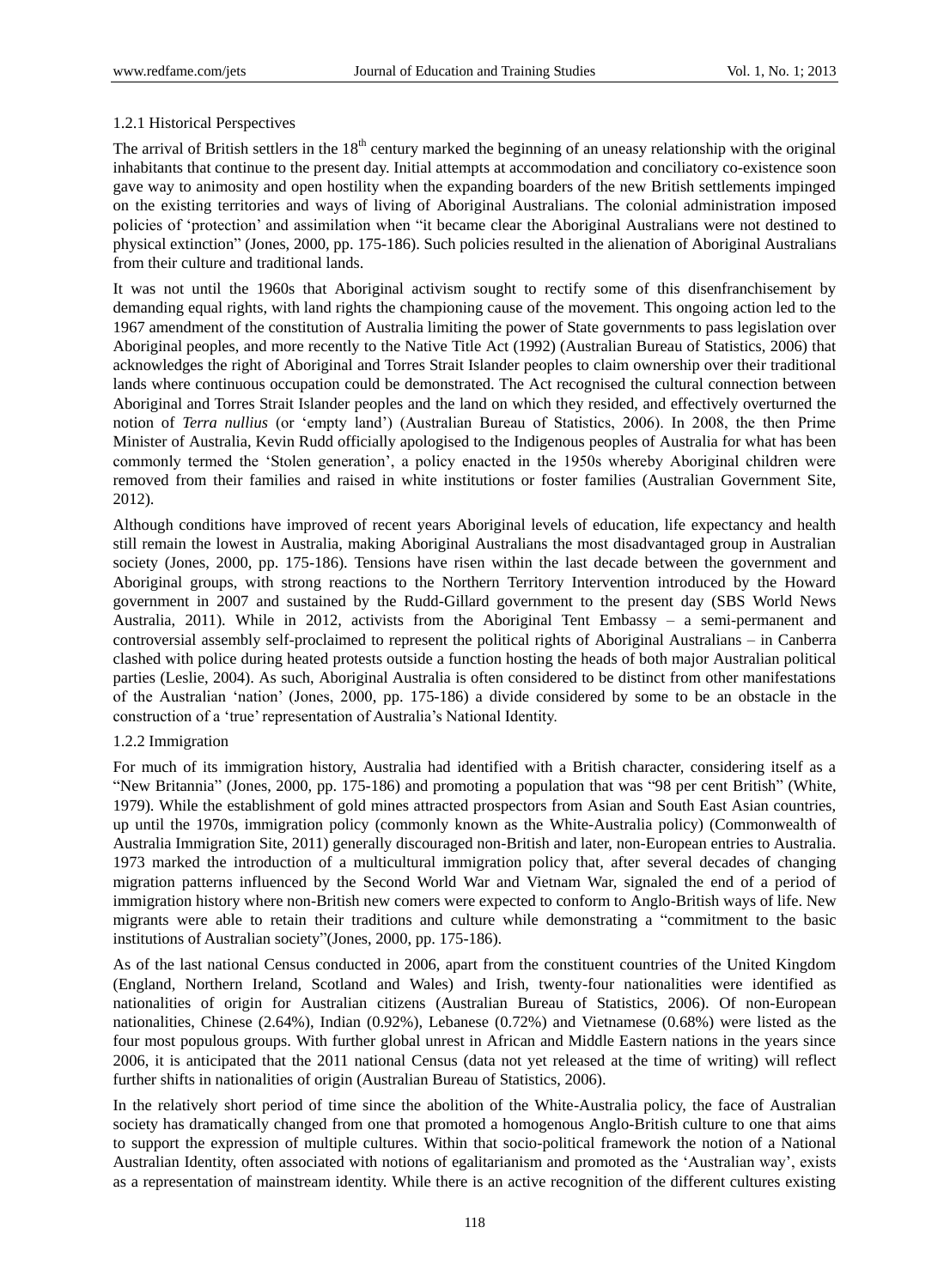### 1.2.1 Historical Perspectives

The arrival of British settlers in the 18th century marked the beginning of an uneasy relationship with the original inhabitants that continue to the present day. Initial attempts at accommodation and conciliatory co-existence soon gave way to animosity and open hostility when the expanding boarders of the new British settlements impinged on the existing territories and ways of living of Aboriginal Australians. The colonial administration imposed policies of 'protection' and assimilation when "it became clear the Aboriginal Australians were not destined to physical extinction" (Jones, 2000, pp. 175-186). Such policies resulted in the alienation of Aboriginal Australians from their culture and traditional lands.

It was not until the 1960s that Aboriginal activism sought to rectify some of this disenfranchisement by demanding equal rights, with land rights the championing cause of the movement. This ongoing action led to the 1967 amendment of the constitution of Australia limiting the power of State governments to pass legislation over Aboriginal peoples, and more recently to the Native Title Act (1992) (Australian Bureau of Statistics, 2006) that acknowledges the right of Aboriginal and Torres Strait Islander peoples to claim ownership over their traditional lands where continuous occupation could be demonstrated. The Act recognised the cultural connection between Aboriginal and Torres Strait Islander peoples and the land on which they resided, and effectively overturned the notion of *Terra nullius* (or 'empty land') (Australian Bureau of Statistics, 2006). In 2008, the then Prime Minister of Australia, Kevin Rudd officially apologised to the Indigenous peoples of Australia for what has been commonly termed the 'Stolen generation', a policy enacted in the 1950s whereby Aboriginal children were removed from their families and raised in white institutions or foster families (Australian Government Site, 2012).

Although conditions have improved of recent years Aboriginal levels of education, life expectancy and health still remain the lowest in Australia, making Aboriginal Australians the most disadvantaged group in Australian society (Jones, 2000, pp. 175-186). Tensions have risen within the last decade between the government and Aboriginal groups, with strong reactions to the Northern Territory Intervention introduced by the Howard government in 2007 and sustained by the Rudd-Gillard government to the present day (SBS World News Australia, 2011). While in 2012, activists from the Aboriginal Tent Embassy – a semi-permanent and controversial assembly self-proclaimed to represent the political rights of Aboriginal Australians – in Canberra clashed with police during heated protests outside a function hosting the heads of both major Australian political parties (Leslie, 2004). As such, Aboriginal Australia is often considered to be distinct from other manifestations of the Australian 'nation' (Jones, 2000, pp. 175-186) a divide considered by some to be an obstacle in the construction of a 'true' representation of Australia's National Identity.

### 1.2.2 Immigration

For much of its immigration history, Australia had identified with a British character, considering itself as a "New Britannia" (Jones, 2000, pp. 175-186) and promoting a population that was "98 per cent British" (White, 1979). While the establishment of gold mines attracted prospectors from Asian and South East Asian countries, up until the 1970s, immigration policy (commonly known as the White-Australia policy) (Commonwealth of Australia Immigration Site, 2011) generally discouraged non-British and later, non-European entries to Australia. 1973 marked the introduction of a multicultural immigration policy that, after several decades of changing migration patterns influenced by the Second World War and Vietnam War, signaled the end of a period of immigration history where non-British new comers were expected to conform to Anglo-British ways of life. New migrants were able to retain their traditions and culture while demonstrating a "commitment to the basic institutions of Australian society"(Jones, 2000, pp. 175-186).

As of the last national Census conducted in 2006, apart from the constituent countries of the United Kingdom (England, Northern Ireland, Scotland and Wales) and Irish, twenty-four nationalities were identified as nationalities of origin for Australian citizens (Australian Bureau of Statistics, 2006). Of non-European nationalities, Chinese (2.64%), Indian (0.92%), Lebanese (0.72%) and Vietnamese (0.68%) were listed as the four most populous groups. With further global unrest in African and Middle Eastern nations in the years since 2006, it is anticipated that the 2011 national Census (data not yet released at the time of writing) will reflect further shifts in nationalities of origin (Australian Bureau of Statistics, 2006).

In the relatively short period of time since the abolition of the White-Australia policy, the face of Australian society has dramatically changed from one that promoted a homogenous Anglo-British culture to one that aims to support the expression of multiple cultures. Within that socio-political framework the notion of a National Australian Identity, often associated with notions of egalitarianism and promoted as the 'Australian way', exists as a representation of mainstream identity. While there is an active recognition of the different cultures existing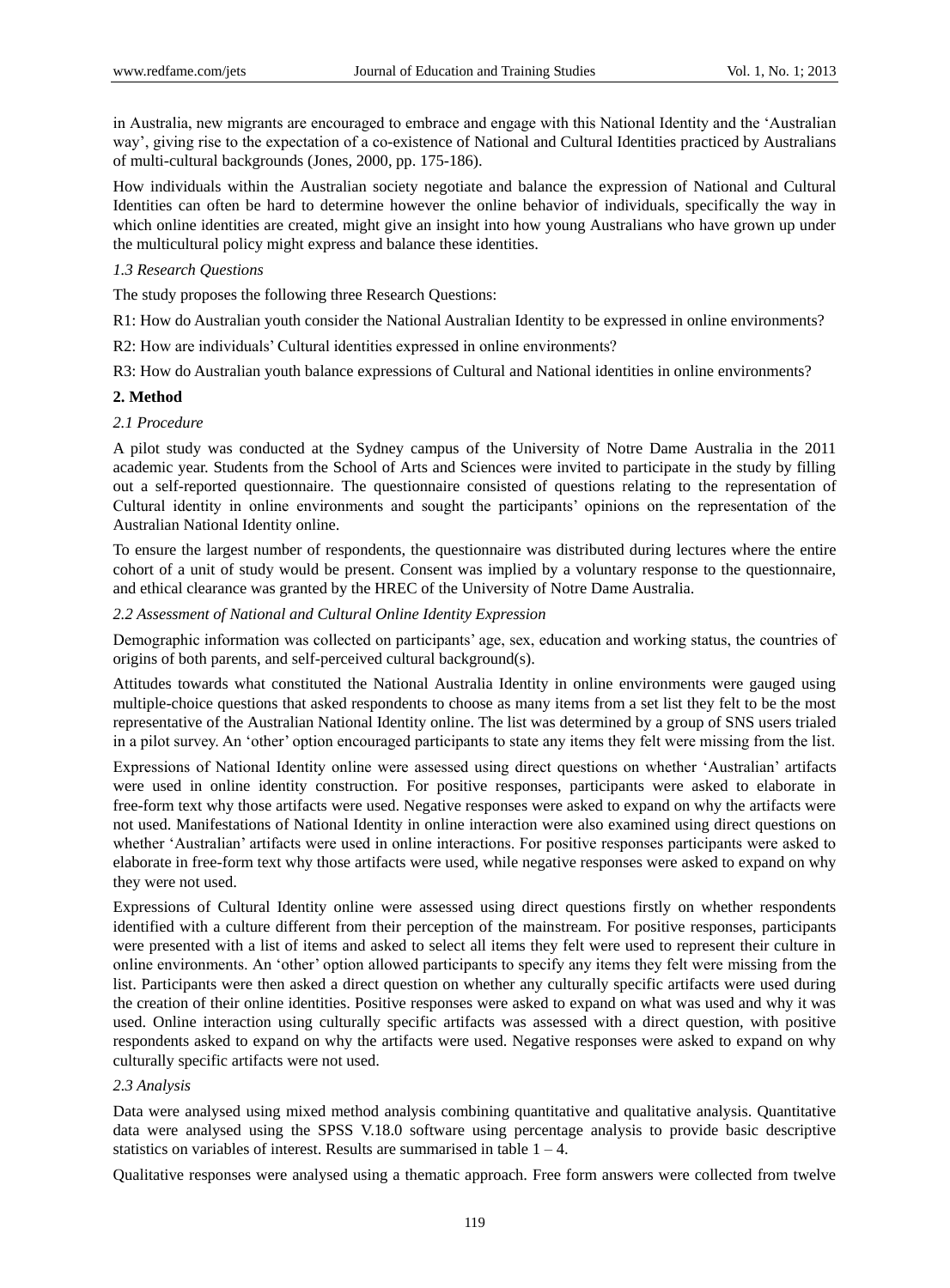in Australia, new migrants are encouraged to embrace and engage with this National Identity and the 'Australian way', giving rise to the expectation of a co-existence of National and Cultural Identities practiced by Australians of multi-cultural backgrounds (Jones, 2000, pp. 175-186).

How individuals within the Australian society negotiate and balance the expression of National and Cultural Identities can often be hard to determine however the online behavior of individuals, specifically the way in which online identities are created, might give an insight into how young Australians who have grown up under the multicultural policy might express and balance these identities.

### *1.3 Research Questions*

The study proposes the following three Research Questions:

R1: How do Australian youth consider the National Australian Identity to be expressed in online environments?

R2: How are individuals' Cultural identities expressed in online environments?

R3: How do Australian youth balance expressions of Cultural and National identities in online environments?

## **2. Method**

### *2.1 Procedure*

A pilot study was conducted at the Sydney campus of the University of Notre Dame Australia in the 2011 academic year. Students from the School of Arts and Sciences were invited to participate in the study by filling out a self-reported questionnaire. The questionnaire consisted of questions relating to the representation of Cultural identity in online environments and sought the participants' opinions on the representation of the Australian National Identity online.

To ensure the largest number of respondents, the questionnaire was distributed during lectures where the entire cohort of a unit of study would be present. Consent was implied by a voluntary response to the questionnaire, and ethical clearance was granted by the HREC of the University of Notre Dame Australia.

### *2.2 Assessment of National and Cultural Online Identity Expression*

Demographic information was collected on participants' age, sex, education and working status, the countries of origins of both parents, and self-perceived cultural background(s).

Attitudes towards what constituted the National Australia Identity in online environments were gauged using multiple-choice questions that asked respondents to choose as many items from a set list they felt to be the most representative of the Australian National Identity online. The list was determined by a group of SNS users trialed in a pilot survey. An 'other' option encouraged participants to state any items they felt were missing from the list.

Expressions of National Identity online were assessed using direct questions on whether 'Australian' artifacts were used in online identity construction. For positive responses, participants were asked to elaborate in free-form text why those artifacts were used. Negative responses were asked to expand on why the artifacts were not used. Manifestations of National Identity in online interaction were also examined using direct questions on whether 'Australian' artifacts were used in online interactions. For positive responses participants were asked to elaborate in free-form text why those artifacts were used, while negative responses were asked to expand on why they were not used.

Expressions of Cultural Identity online were assessed using direct questions firstly on whether respondents identified with a culture different from their perception of the mainstream. For positive responses, participants were presented with a list of items and asked to select all items they felt were used to represent their culture in online environments. An 'other' option allowed participants to specify any items they felt were missing from the list. Participants were then asked a direct question on whether any culturally specific artifacts were used during the creation of their online identities. Positive responses were asked to expand on what was used and why it was used. Online interaction using culturally specific artifacts was assessed with a direct question, with positive respondents asked to expand on why the artifacts were used. Negative responses were asked to expand on why culturally specific artifacts were not used.

### *2.3 Analysis*

Data were analysed using mixed method analysis combining quantitative and qualitative analysis. Quantitative data were analysed using the SPSS V.18.0 software using percentage analysis to provide basic descriptive statistics on variables of interest. Results are summarised in table 1 – 4.

Qualitative responses were analysed using a thematic approach. Free form answers were collected from twelve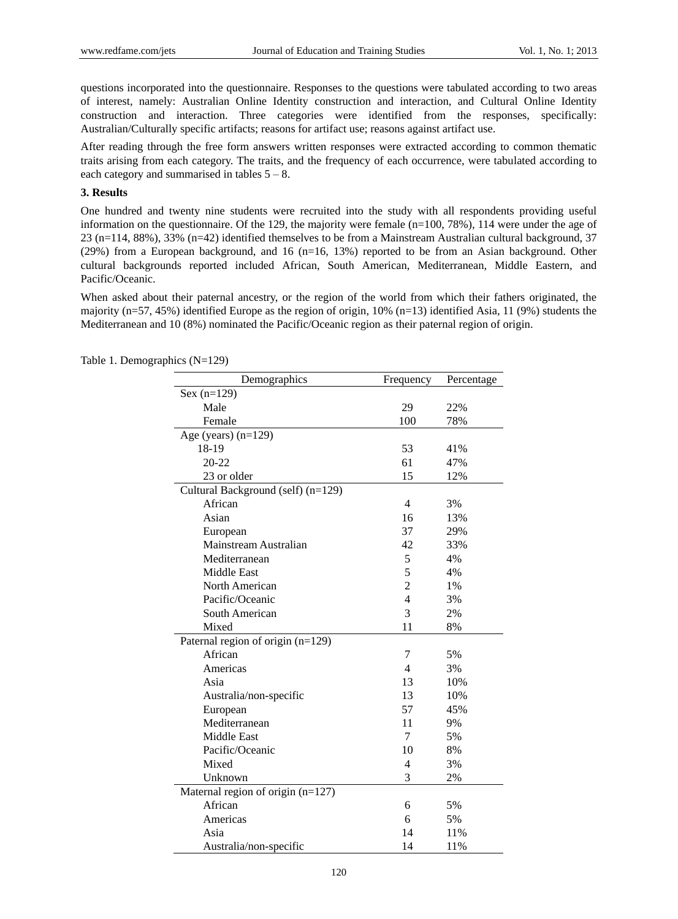questions incorporated into the questionnaire. Responses to the questions were tabulated according to two areas of interest, namely: Australian Online Identity construction and interaction, and Cultural Online Identity construction and interaction. Three categories were identified from the responses, specifically: Australian/Culturally specific artifacts; reasons for artifact use; reasons against artifact use.

After reading through the free form answers written responses were extracted according to common thematic traits arising from each category. The traits, and the frequency of each occurrence, were tabulated according to each category and summarised in tables 5 – 8.

## 3. Results

One hundred and twenty nine students were recruited into the study with all respondents providing useful information on the questionnaire. Of the 129, the majority were female (n=100, 78%), 114 were under the age of 23 (n=114, 88%), 33% (n=42) identified themselves to be from a Mainstream Australian cultural background, 37 (29%) from a European background, and 16 (n=16, 13%) reported to be from an Asian background. Other cultural backgrounds reported included African, South American, Mediterranean, Middle Eastern, and Pacific/Oceanic.

When asked about their paternal ancestry, or the region of the world from which their fathers originated, the majority (n=57, 45%) identified Europe as the region of origin, 10% (n=13) identified Asia, 11 (9%) students the Mediterranean and 10 (8%) nominated the Pacific/Oceanic region as their paternal region of origin.

Table 1. Demographics (N=129)

| Demographics | Frequency | Percentage |
|---|---|---|
| Sex (n=129) | | |
| Male | 29 | 22% |
| Female | 100 | 78% |
| Age (years) (n=129) | | |
| 18-19 | 53 | 41% |
| 20-22 | 61 | 47% |
| 23 or older | 15 | 12% |
| Cultural Background (self) (n=129) | | |
| African | 4 | 3% |
| Asian | 16 | 13% |
| European | 37 | 29% |
| Mainstream Australian | 42 | 33% |
| Mediterranean | 5 | 4% |
| Middle East | 5 | 4% |
| North American | 2 | 1% |
| Pacific/Oceanic | 4 | 3% |
| South American | 3 | 2% |
| Mixed | 11 | 8% |
| Paternal region of origin (n=129) | | |
| African | 7 | 5% |
| Americas | 4 | 3% |
| Asia | 13 | 10% |
| Australia/non-specific | 13 | 10% |
| European | 57 | 45% |
| Mediterranean | 11 | 9% |
| Middle East | 7 | 5% |
| Pacific/Oceanic | 10 | 8% |
| Mixed | 4 | 3% |
| Unknown | 3 | 2% |
| Maternal region of origin (n=127) | | |
| African | 6 | 5% |
| Americas | 6 | 5% |
| Asia | 14 | 11% |
| Australia/non-specific | 14 | 11% |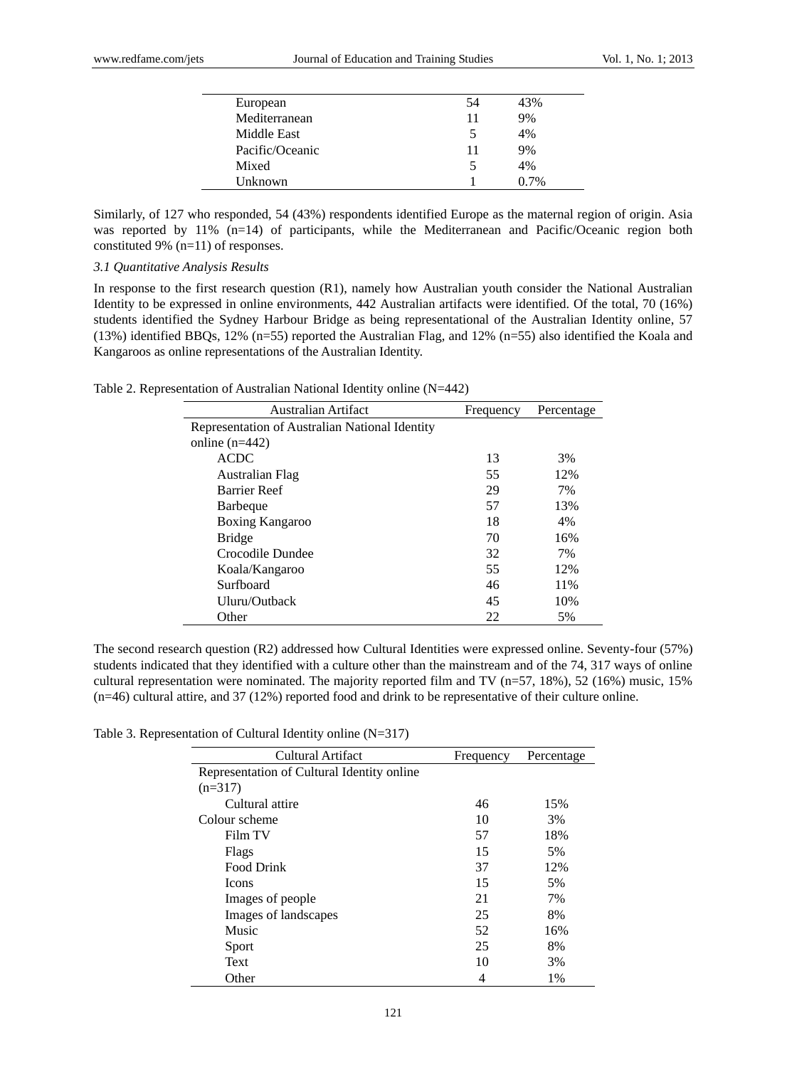| | | |
|---|---|---|
| European | 54 | 43% |
| Mediterranean | 11 | 9% |
| Middle East | 5 | 4% |
| Pacific/Oceanic | 11 | 9% |
| Mixed | 5 | 4% |
| Unknown | 1 | 0.7% |

Similarly, of 127 who responded, 54 (43%) respondents identified Europe as the maternal region of origin. Asia was reported by 11% (n=14) of participants, while the Mediterranean and Pacific/Oceanic region both constituted 9% (n=11) of responses.

*3.1 Quantitative Analysis Results*

In response to the first research question (R1), namely how Australian youth consider the National Australian Identity to be expressed in online environments, 442 Australian artifacts were identified. Of the total, 70 (16%) students identified the Sydney Harbour Bridge as being representational of the Australian Identity online, 57 (13%) identified BBQs, 12% (n=55) reported the Australian Flag, and 12% (n=55) also identified the Koala and Kangaroos as online representations of the Australian Identity.

Table 2. Representation of Australian National Identity online (N=442)

| Australian Artifact | Frequency | Percentage |
|---|---|---|
| Representation of Australian National Identity online (n=442) | | |
| ACDC | 13 | 3% |
| Australian Flag | 55 | 12% |
| Barrier Reef | 29 | 7% |
| Barbeque | 57 | 13% |
| Boxing Kangaroo | 18 | 4% |
| Bridge | 70 | 16% |
| Crocodile Dundee | 32 | 7% |
| Koala/Kangaroo | 55 | 12% |
| Surfboard | 46 | 11% |
| Uluru/Outback | 45 | 10% |
| Other | 22 | 5% |

The second research question (R2) addressed how Cultural Identities were expressed online. Seventy-four (57%) students indicated that they identified with a culture other than the mainstream and of the 74, 317 ways of online cultural representation were nominated. The majority reported film and TV (n=57, 18%), 52 (16%) music, 15% (n=46) cultural attire, and 37 (12%) reported food and drink to be representative of their culture online.

Table 3. Representation of Cultural Identity online (N=317)

| Cultural Artifact | Frequency | Percentage |
|---|---|---|
| Representation of Cultural Identity online (n=317) | | |
| Cultural attire | 46 | 15% |
| Colour scheme | 10 | 3% |
| Film TV | 57 | 18% |
| Flags | 15 | 5% |
| Food Drink | 37 | 12% |
| Icons | 15 | 5% |
| Images of people | 21 | 7% |
| Images of landscapes | 25 | 8% |
| Music | 52 | 16% |
| Sport | 25 | 8% |
| Text | 10 | 3% |
| Other | 4 | 1% |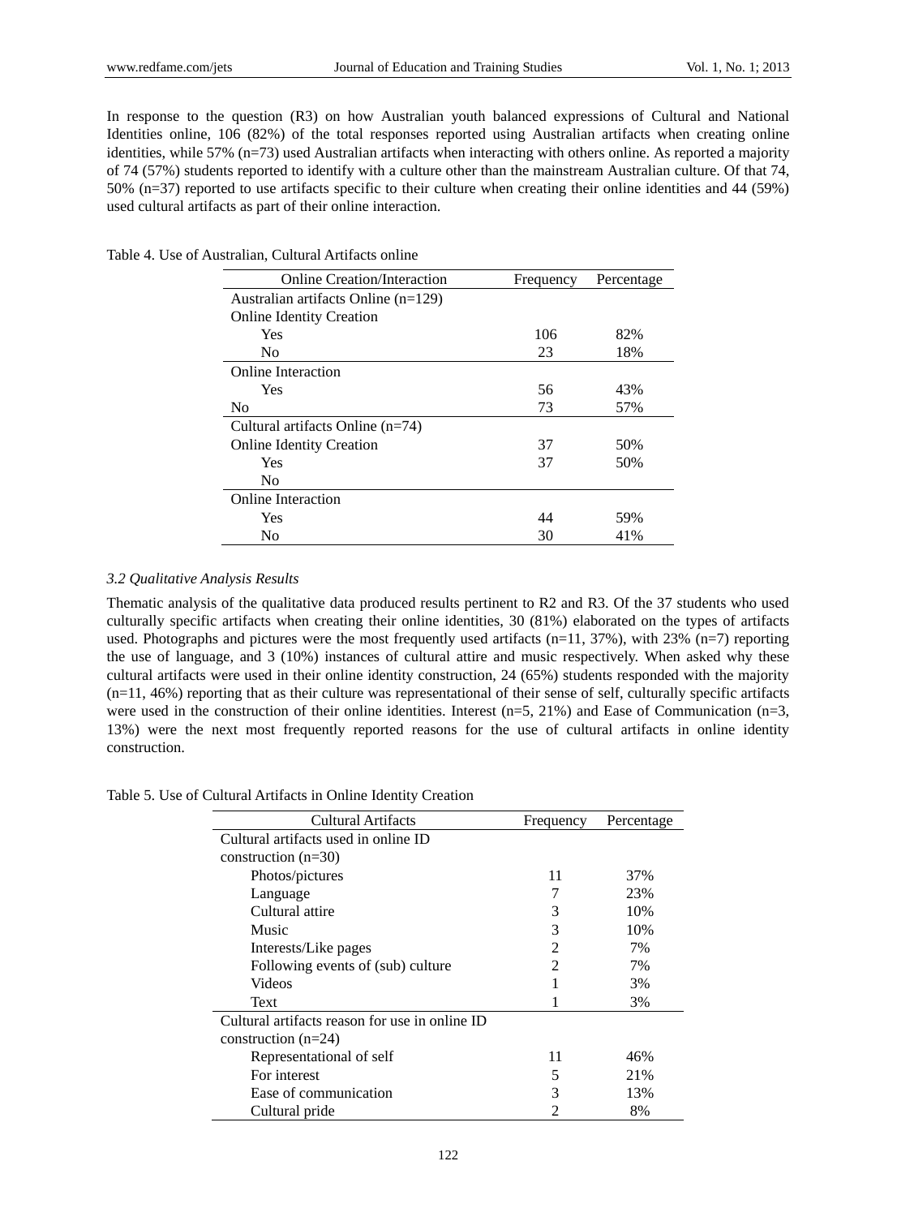In response to the question (R3) on how Australian youth balanced expressions of Cultural and National Identities online, 106 (82%) of the total responses reported using Australian artifacts when creating online identities, while 57% (n=73) used Australian artifacts when interacting with others online. As reported a majority of 74 (57%) students reported to identify with a culture other than the mainstream Australian culture. Of that 74, 50% (n=37) reported to use artifacts specific to their culture when creating their online identities and 44 (59%) used cultural artifacts as part of their online interaction.

Table 4. Use of Australian, Cultural Artifacts online

| Online Creation/Interaction | Frequency | Percentage |
|---|---|---|
| Australian artifacts Online (n=129) | | |
| Online Identity Creation | | |
| Yes | 106 | 82% |
| No | 23 | 18% |
| Online Interaction | | |
| Yes | 56 | 43% |
| No | 73 | 57% |
| Cultural artifacts Online (n=74) | | |
| Online Identity Creation | 37 | 50% |
| Yes | 37 | 50% |
| No | | |
| Online Interaction | | |
| Yes | 44 | 59% |
| No | 30 | 41% |

### *3.2 Qualitative Analysis Results*

Thematic analysis of the qualitative data produced results pertinent to R2 and R3. Of the 37 students who used culturally specific artifacts when creating their online identities, 30 (81%) elaborated on the types of artifacts used. Photographs and pictures were the most frequently used artifacts (n=11, 37%), with 23% (n=7) reporting the use of language, and 3 (10%) instances of cultural attire and music respectively. When asked why these cultural artifacts were used in their online identity construction, 24 (65%) students responded with the majority (n=11, 46%) reporting that as their culture was representational of their sense of self, culturally specific artifacts were used in the construction of their online identities. Interest (n=5, 21%) and Ease of Communication (n=3, 13%) were the next most frequently reported reasons for the use of cultural artifacts in online identity construction.

Table 5. Use of Cultural Artifacts in Online Identity Creation

| Cultural Artifacts | Frequency | Percentage |
|---|---|---|
| Cultural artifacts used in online ID construction (n=30) | | |
| Photos/pictures | 11 | 37% |
| Language | 7 | 23% |
| Cultural attire | 3 | 10% |
| Music | 3 | 10% |
| Interests/Like pages | 2 | 7% |
| Following events of (sub) culture | 2 | 7% |
| Videos | 1 | 3% |
| Text | 1 | 3% |
| Cultural artifacts reason for use in online ID construction (n=24) | | |
| Representational of self | 11 | 46% |
| For interest | 5 | 21% |
| Ease of communication | 3 | 13% |
| Cultural pride | 2 | 8% |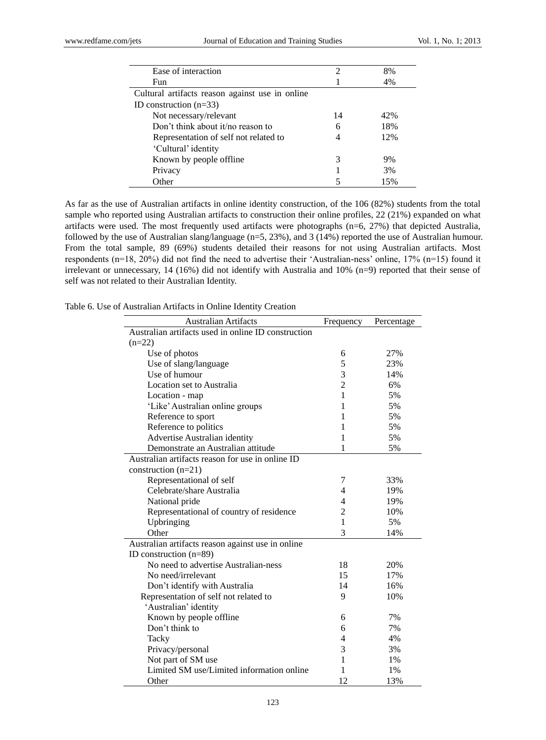| | | |
|---|---|---|
| Ease of interaction | 2 | 8% |
| Fun | 1 | 4% |
| Cultural artifacts reason against use in online ID construction (n=33) | | |
| Not necessary/relevant | 14 | 42% |
| Don't think about it/no reason to | 6 | 18% |
| Representation of self not related to 'Cultural' identity | 4 | 12% |
| Known by people offline | 3 | 9% |
| Privacy | 1 | 3% |
| Other | 5 | 15% |

As far as the use of Australian artifacts in online identity construction, of the 106 (82%) students from the total sample who reported using Australian artifacts to construction their online profiles, 22 (21%) expanded on what artifacts were used. The most frequently used artifacts were photographs (n=6, 27%) that depicted Australia, followed by the use of Australian slang/language (n=5, 23%), and 3 (14%) reported the use of Australian humour. From the total sample, 89 (69%) students detailed their reasons for not using Australian artifacts. Most respondents (n=18, 20%) did not find the need to advertise their 'Australian-ness' online, 17% (n=15) found it irrelevant or unnecessary, 14 (16%) did not identify with Australia and 10% (n=9) reported that their sense of self was not related to their Australian Identity.

Table 6. Use of Australian Artifacts in Online Identity Creation

| Australian Artifacts | Frequency | Percentage |
|---|---|---|
| Australian artifacts used in online ID construction (n=22) | | |
| Use of photos | 6 | 27% |
| Use of slang/language | 5 | 23% |
| Use of humour | 3 | 14% |
| Location set to Australia | 2 | 6% |
| Location - map | 1 | 5% |
| 'Like' Australian online groups | 1 | 5% |
| Reference to sport | 1 | 5% |
| Reference to politics | 1 | 5% |
| Advertise Australian identity | 1 | 5% |
| Demonstrate an Australian attitude | 1 | 5% |
| Australian artifacts reason for use in online ID construction (n=21) | | |
| Representational of self | 7 | 33% |
| Celebrate/share Australia | 4 | 19% |
| National pride | 4 | 19% |
| Representational of country of residence | 2 | 10% |
| Upbringing | 1 | 5% |
| Other | 3 | 14% |
| Australian artifacts reason against use in online ID construction (n=89) | | |
| No need to advertise Australian-ness | 18 | 20% |
| No need/irrelevant | 15 | 17% |
| Don't identify with Australia | 14 | 16% |
| Representation of self not related to 'Australian' identity | 9 | 10% |
| Known by people offline | 6 | 7% |
| Don't think to | 6 | 7% |
| Tacky | 4 | 4% |
| Privacy/personal | 3 | 3% |
| Not part of SM use | 1 | 1% |
| Limited SM use/Limited information online | 1 | 1% |
| Other | 12 | 13% |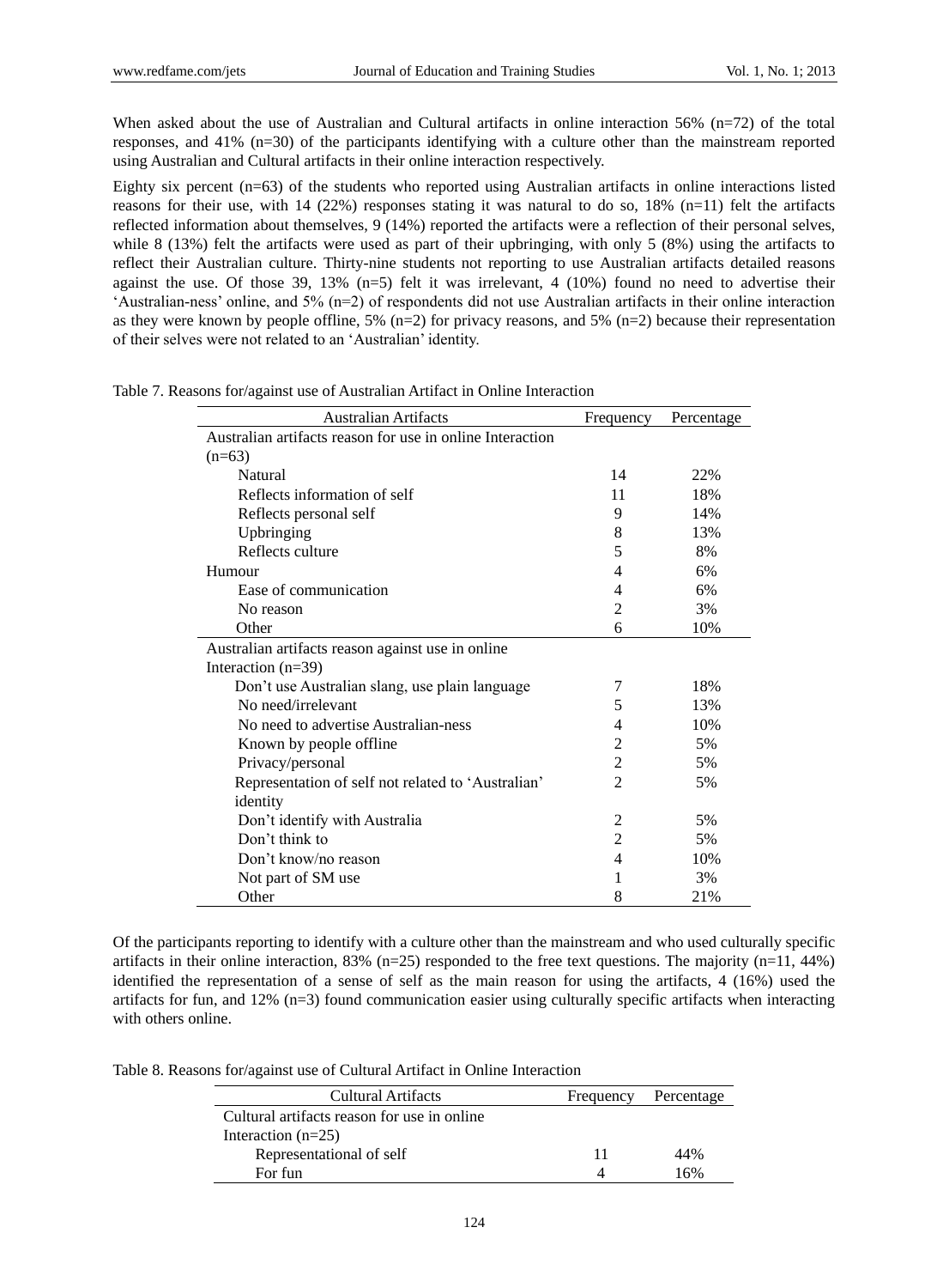When asked about the use of Australian and Cultural artifacts in online interaction 56% (n=72) of the total responses, and 41% (n=30) of the participants identifying with a culture other than the mainstream reported using Australian and Cultural artifacts in their online interaction respectively.

Eighty six percent (n=63) of the students who reported using Australian artifacts in online interactions listed reasons for their use, with 14 (22%) responses stating it was natural to do so, 18% (n=11) felt the artifacts reflected information about themselves, 9 (14%) reported the artifacts were a reflection of their personal selves, while 8 (13%) felt the artifacts were used as part of their upbringing, with only 5 (8%) using the artifacts to reflect their Australian culture. Thirty-nine students not reporting to use Australian artifacts detailed reasons against the use. Of those 39, 13% (n=5) felt it was irrelevant, 4 (10%) found no need to advertise their 'Australian-ness' online, and 5% (n=2) of respondents did not use Australian artifacts in their online interaction as they were known by people offline, 5% (n=2) for privacy reasons, and 5% (n=2) because their representation of their selves were not related to an 'Australian' identity.

Table 7. Reasons for/against use of Australian Artifact in Online Interaction

| Australian Artifacts | Frequency | Percentage |
|---|---|---|
| Australian artifacts reason for use in online Interaction (n=63) | | |
| Natural | 14 | 22% |
| Reflects information of self | 11 | 18% |
| Reflects personal self | 9 | 14% |
| Upbringing | 8 | 13% |
| Reflects culture | 5 | 8% |
| Humour | 4 | 6% |
| Ease of communication | 4 | 6% |
| No reason | 2 | 3% |
| Other | 6 | 10% |
| Australian artifacts reason against use in online Interaction (n=39) | | |
| Don't use Australian slang, use plain language | 7 | 18% |
| No need/irrelevant | 5 | 13% |
| No need to advertise Australian-ness | 4 | 10% |
| Known by people offline | 2 | 5% |
| Privacy/personal | 2 | 5% |
| Representation of self not related to 'Australian' identity | 2 | 5% |
| Don't identify with Australia | 2 | 5% |
| Don't think to | 2 | 5% |
| Don't know/no reason | 4 | 10% |
| Not part of SM use | 1 | 3% |
| Other | 8 | 21% |

Of the participants reporting to identify with a culture other than the mainstream and who used culturally specific artifacts in their online interaction, 83% (n=25) responded to the free text questions. The majority (n=11, 44%) identified the representation of a sense of self as the main reason for using the artifacts, 4 (16%) used the artifacts for fun, and 12% (n=3) found communication easier using culturally specific artifacts when interacting with others online.

Table 8. Reasons for/against use of Cultural Artifact in Online Interaction

| Cultural Artifacts | Frequency | Percentage |
|---|---|---|
| Cultural artifacts reason for use in online Interaction (n=25) | | |
| Representational of self | 11 | 44% |
| For fun | 4 | 16% |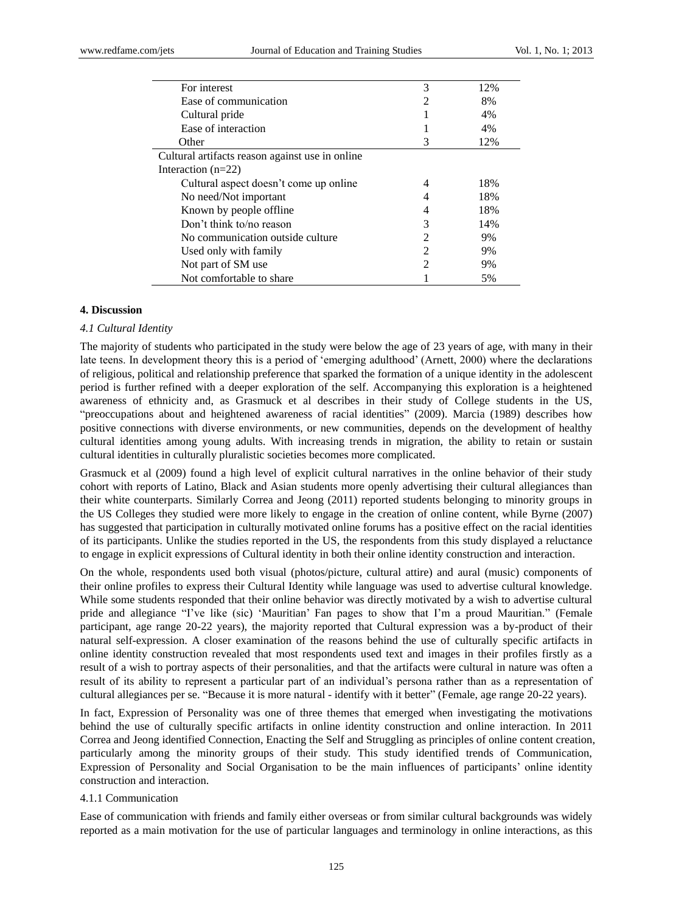| | | |
|---|---|---|
| For interest | 3 | 12% |
| Ease of communication | 2 | 8% |
| Cultural pride | 1 | 4% |
| Ease of interaction | 1 | 4% |
| Other | 3 | 12% |
| Cultural artifacts reason against use in online Interaction (n=22) | | |
| Cultural aspect doesn't come up online | 4 | 18% |
| No need/Not important | 4 | 18% |
| Known by people offline | 4 | 18% |
| Don't think to/no reason | 3 | 14% |
| No communication outside culture | 2 | 9% |
| Used only with family | 2 | 9% |
| Not part of SM use | 2 | 9% |
| Not comfortable to share | 1 | 5% |

## 4. Discussion

### *4.1 Cultural Identity*

The majority of students who participated in the study were below the age of 23 years of age, with many in their late teens. In development theory this is a period of 'emerging adulthood' (Arnett, 2000) where the declarations of religious, political and relationship preference that sparked the formation of a unique identity in the adolescent period is further refined with a deeper exploration of the self. Accompanying this exploration is a heightened awareness of ethnicity and, as Grasmuck et al describes in their study of College students in the US, "preoccupations about and heightened awareness of racial identities" (2009). Marcia (1989) describes how positive connections with diverse environments, or new communities, depends on the development of healthy cultural identities among young adults. With increasing trends in migration, the ability to retain or sustain cultural identities in culturally pluralistic societies becomes more complicated.

Grasmuck et al (2009) found a high level of explicit cultural narratives in the online behavior of their study cohort with reports of Latino, Black and Asian students more openly advertising their cultural allegiances than their white counterparts. Similarly Correa and Jeong (2011) reported students belonging to minority groups in the US Colleges they studied were more likely to engage in the creation of online content, while Byrne (2007) has suggested that participation in culturally motivated online forums has a positive effect on the racial identities of its participants. Unlike the studies reported in the US, the respondents from this study displayed a reluctance to engage in explicit expressions of Cultural identity in both their online identity construction and interaction.

On the whole, respondents used both visual (photos/picture, cultural attire) and aural (music) components of their online profiles to express their Cultural Identity while language was used to advertise cultural knowledge. While some students responded that their online behavior was directly motivated by a wish to advertise cultural pride and allegiance "I've like (sic) 'Mauritian' Fan pages to show that I'm a proud Mauritian." (Female participant, age range 20-22 years), the majority reported that Cultural expression was a by-product of their natural self-expression. A closer examination of the reasons behind the use of culturally specific artifacts in online identity construction revealed that most respondents used text and images in their profiles firstly as a result of a wish to portray aspects of their personalities, and that the artifacts were cultural in nature was often a result of its ability to represent a particular part of an individual's persona rather than as a representation of cultural allegiances per se. "Because it is more natural - identify with it better" (Female, age range 20-22 years).

In fact, Expression of Personality was one of three themes that emerged when investigating the motivations behind the use of culturally specific artifacts in online identity construction and online interaction. In 2011 Correa and Jeong identified Connection, Enacting the Self and Struggling as principles of online content creation, particularly among the minority groups of their study. This study identified trends of Communication, Expression of Personality and Social Organisation to be the main influences of participants' online identity construction and interaction.

#### 4.1.1 Communication

Ease of communication with friends and family either overseas or from similar cultural backgrounds was widely reported as a main motivation for the use of particular languages and terminology in online interactions, as this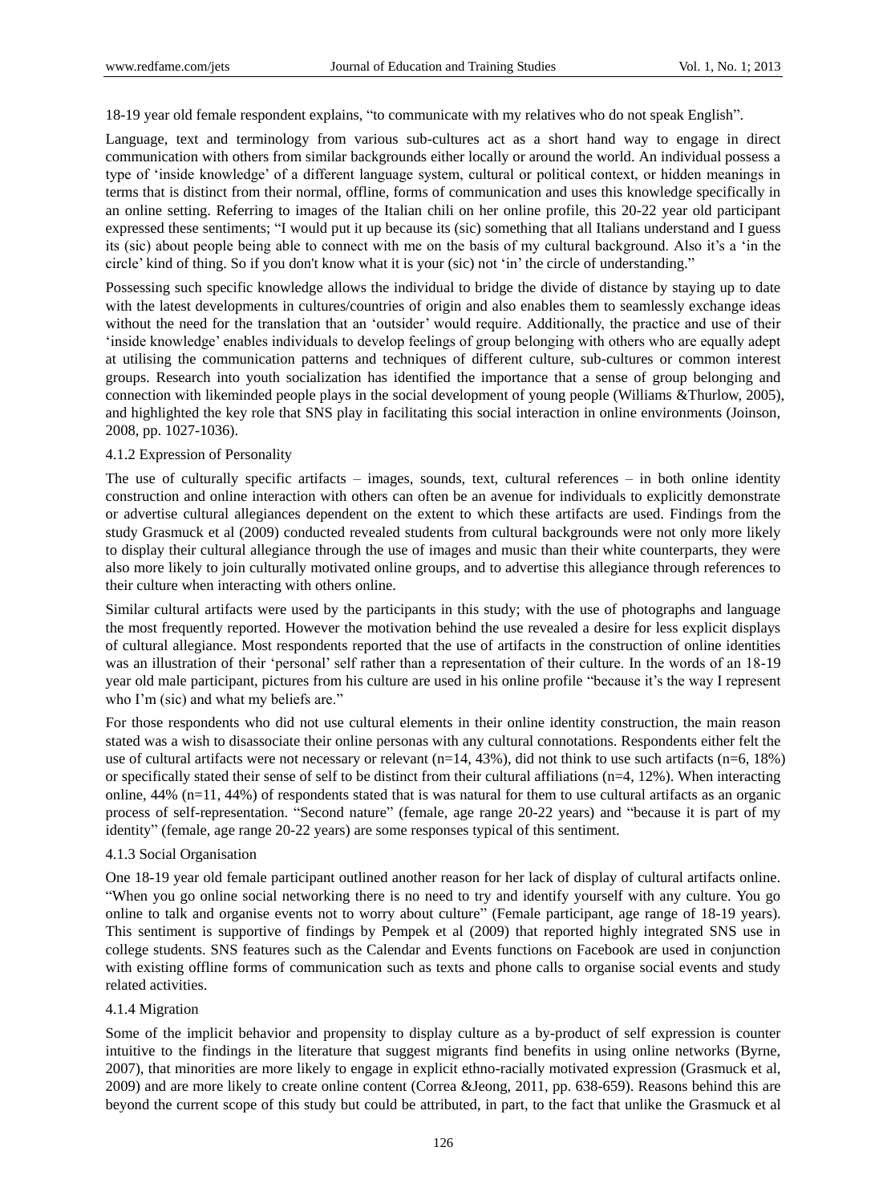18-19 year old female respondent explains, "to communicate with my relatives who do not speak English".

Language, text and terminology from various sub-cultures act as a short hand way to engage in direct communication with others from similar backgrounds either locally or around the world. An individual possess a type of 'inside knowledge' of a different language system, cultural or political context, or hidden meanings in terms that is distinct from their normal, offline, forms of communication and uses this knowledge specifically in an online setting. Referring to images of the Italian chili on her online profile, this 20-22 year old participant expressed these sentiments; "I would put it up because its (sic) something that all Italians understand and I guess its (sic) about people being able to connect with me on the basis of my cultural background. Also it's a 'in the circle' kind of thing. So if you don't know what it is your (sic) not 'in' the circle of understanding."

Possessing such specific knowledge allows the individual to bridge the divide of distance by staying up to date with the latest developments in cultures/countries of origin and also enables them to seamlessly exchange ideas without the need for the translation that an 'outsider' would require. Additionally, the practice and use of their 'inside knowledge' enables individuals to develop feelings of group belonging with others who are equally adept at utilising the communication patterns and techniques of different culture, sub-cultures or common interest groups. Research into youth socialization has identified the importance that a sense of group belonging and connection with likeminded people plays in the social development of young people (Williams &Thurlow, 2005), and highlighted the key role that SNS play in facilitating this social interaction in online environments (Joinson, 2008, pp. 1027-1036).

4.1.2 Expression of Personality

The use of culturally specific artifacts – images, sounds, text, cultural references – in both online identity construction and online interaction with others can often be an avenue for individuals to explicitly demonstrate or advertise cultural allegiances dependent on the extent to which these artifacts are used. Findings from the study Grasmuck et al (2009) conducted revealed students from cultural backgrounds were not only more likely to display their cultural allegiance through the use of images and music than their white counterparts, they were also more likely to join culturally motivated online groups, and to advertise this allegiance through references to their culture when interacting with others online.

Similar cultural artifacts were used by the participants in this study; with the use of photographs and language the most frequently reported. However the motivation behind the use revealed a desire for less explicit displays of cultural allegiance. Most respondents reported that the use of artifacts in the construction of online identities was an illustration of their 'personal' self rather than a representation of their culture. In the words of an 18-19 year old male participant, pictures from his culture are used in his online profile "because it's the way I represent who I'm (sic) and what my beliefs are."

For those respondents who did not use cultural elements in their online identity construction, the main reason stated was a wish to disassociate their online personas with any cultural connotations. Respondents either felt the use of cultural artifacts were not necessary or relevant (n=14, 43%), did not think to use such artifacts (n=6, 18%) or specifically stated their sense of self to be distinct from their cultural affiliations (n=4, 12%). When interacting online, 44% (n=11, 44%) of respondents stated that is was natural for them to use cultural artifacts as an organic process of self-representation. "Second nature" (female, age range 20-22 years) and "because it is part of my identity" (female, age range 20-22 years) are some responses typical of this sentiment.

4.1.3 Social Organisation

One 18-19 year old female participant outlined another reason for her lack of display of cultural artifacts online. "When you go online social networking there is no need to try and identify yourself with any culture. You go online to talk and organise events not to worry about culture" (Female participant, age range of 18-19 years). This sentiment is supportive of findings by Pempek et al (2009) that reported highly integrated SNS use in college students. SNS features such as the Calendar and Events functions on Facebook are used in conjunction with existing offline forms of communication such as texts and phone calls to organise social events and study related activities.

4.1.4 Migration

Some of the implicit behavior and propensity to display culture as a by-product of self expression is counter intuitive to the findings in the literature that suggest migrants find benefits in using online networks (Byrne, 2007), that minorities are more likely to engage in explicit ethno-racially motivated expression (Grasmuck et al, 2009) and are more likely to create online content (Correa &Jeong, 2011, pp. 638-659). Reasons behind this are beyond the current scope of this study but could be attributed, in part, to the fact that unlike the Grasmuck et al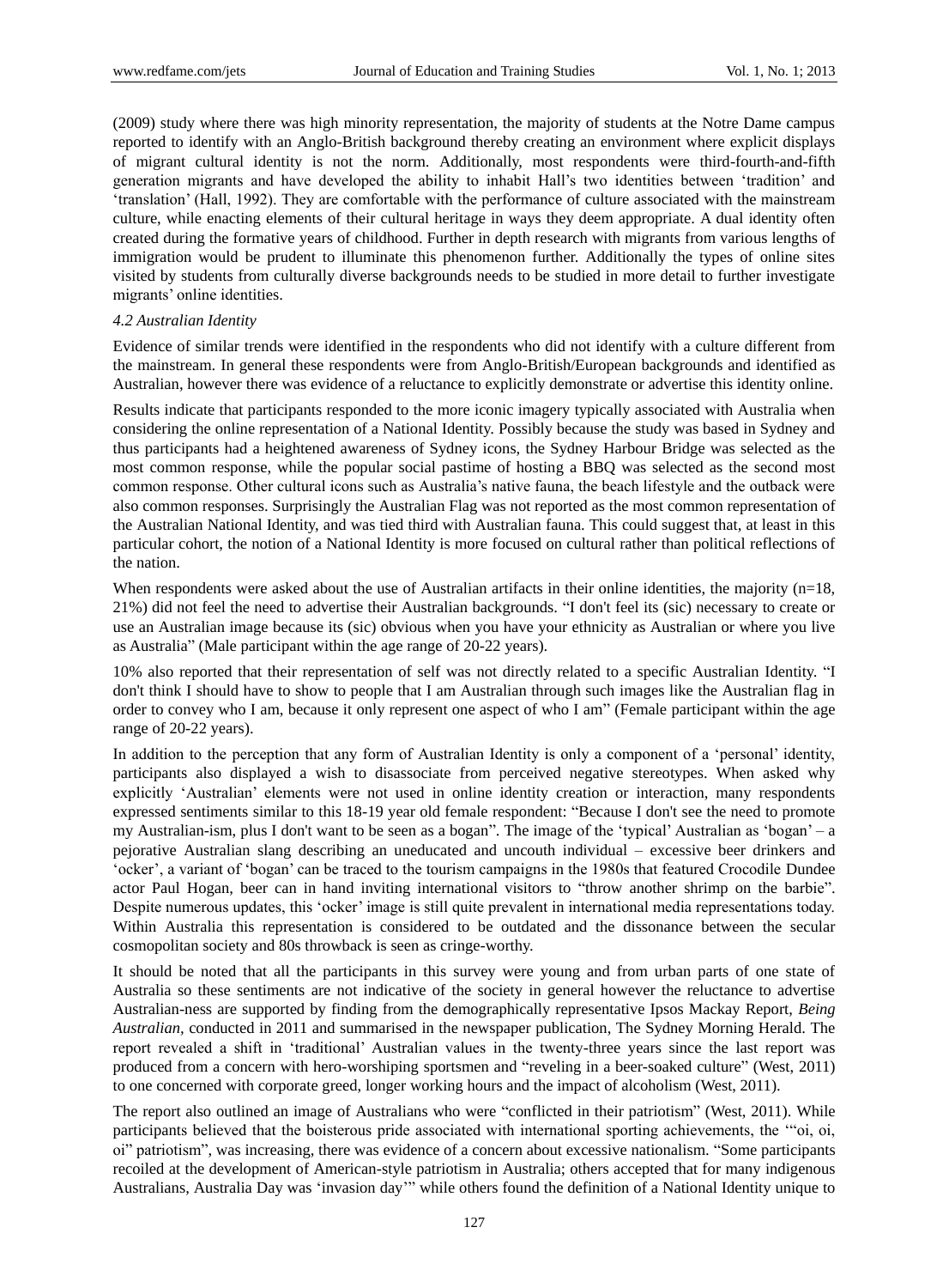(2009) study where there was high minority representation, the majority of students at the Notre Dame campus reported to identify with an Anglo-British background thereby creating an environment where explicit displays of migrant cultural identity is not the norm. Additionally, most respondents were third-fourth-and-fifth generation migrants and have developed the ability to inhabit Hall's two identities between 'tradition' and 'translation' (Hall, 1992). They are comfortable with the performance of culture associated with the mainstream culture, while enacting elements of their cultural heritage in ways they deem appropriate. A dual identity often created during the formative years of childhood. Further in depth research with migrants from various lengths of immigration would be prudent to illuminate this phenomenon further. Additionally the types of online sites visited by students from culturally diverse backgrounds needs to be studied in more detail to further investigate migrants' online identities.

### *4.2 Australian Identity*

Evidence of similar trends were identified in the respondents who did not identify with a culture different from the mainstream. In general these respondents were from Anglo-British/European backgrounds and identified as Australian, however there was evidence of a reluctance to explicitly demonstrate or advertise this identity online.

Results indicate that participants responded to the more iconic imagery typically associated with Australia when considering the online representation of a National Identity. Possibly because the study was based in Sydney and thus participants had a heightened awareness of Sydney icons, the Sydney Harbour Bridge was selected as the most common response, while the popular social pastime of hosting a BBQ was selected as the second most common response. Other cultural icons such as Australia's native fauna, the beach lifestyle and the outback were also common responses. Surprisingly the Australian Flag was not reported as the most common representation of the Australian National Identity, and was tied third with Australian fauna. This could suggest that, at least in this particular cohort, the notion of a National Identity is more focused on cultural rather than political reflections of the nation.

When respondents were asked about the use of Australian artifacts in their online identities, the majority (n=18, 21%) did not feel the need to advertise their Australian backgrounds. "I don't feel its (sic) necessary to create or use an Australian image because its (sic) obvious when you have your ethnicity as Australian or where you live as Australia" (Male participant within the age range of 20-22 years).

10% also reported that their representation of self was not directly related to a specific Australian Identity. "I don't think I should have to show to people that I am Australian through such images like the Australian flag in order to convey who I am, because it only represent one aspect of who I am" (Female participant within the age range of 20-22 years).

In addition to the perception that any form of Australian Identity is only a component of a 'personal' identity, participants also displayed a wish to disassociate from perceived negative stereotypes. When asked why explicitly 'Australian' elements were not used in online identity creation or interaction, many respondents expressed sentiments similar to this 18-19 year old female respondent: "Because I don't see the need to promote my Australian-ism, plus I don't want to be seen as a bogan". The image of the 'typical' Australian as 'bogan' – a pejorative Australian slang describing an uneducated and uncouth individual – excessive beer drinkers and 'ocker', a variant of 'bogan' can be traced to the tourism campaigns in the 1980s that featured Crocodile Dundee actor Paul Hogan, beer can in hand inviting international visitors to "throw another shrimp on the barbie". Despite numerous updates, this 'ocker' image is still quite prevalent in international media representations today. Within Australia this representation is considered to be outdated and the dissonance between the secular cosmopolitan society and 80s throwback is seen as cringe-worthy.

It should be noted that all the participants in this survey were young and from urban parts of one state of Australia so these sentiments are not indicative of the society in general however the reluctance to advertise Australian-ness are supported by finding from the demographically representative Ipsos Mackay Report, *Being Australian*, conducted in 2011 and summarised in the newspaper publication, The Sydney Morning Herald. The report revealed a shift in 'traditional' Australian values in the twenty-three years since the last report was produced from a concern with hero-worshiping sportsmen and "reveling in a beer-soaked culture" (West, 2011) to one concerned with corporate greed, longer working hours and the impact of alcoholism (West, 2011).

The report also outlined an image of Australians who were "conflicted in their patriotism" (West, 2011). While participants believed that the boisterous pride associated with international sporting achievements, the '"oi, oi, oi" patriotism", was increasing, there was evidence of a concern about excessive nationalism. "Some participants recoiled at the development of American-style patriotism in Australia; others accepted that for many indigenous Australians, Australia Day was 'invasion day'" while others found the definition of a National Identity unique to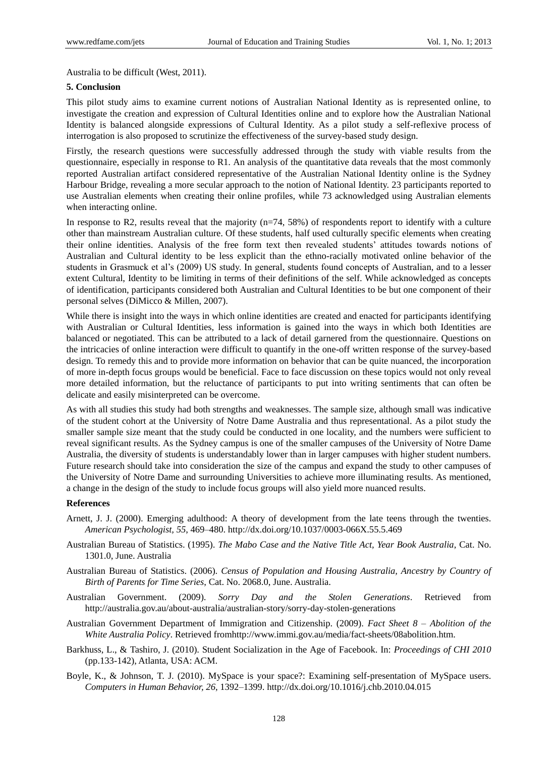Australia to be difficult (West, 2011).

**5. Conclusion**

This pilot study aims to examine current notions of Australian National Identity as is represented online, to investigate the creation and expression of Cultural Identities online and to explore how the Australian National Identity is balanced alongside expressions of Cultural Identity. As a pilot study a self-reflexive process of interrogation is also proposed to scrutinize the effectiveness of the survey-based study design.

Firstly, the research questions were successfully addressed through the study with viable results from the questionnaire, especially in response to R1. An analysis of the quantitative data reveals that the most commonly reported Australian artifact considered representative of the Australian National Identity online is the Sydney Harbour Bridge, revealing a more secular approach to the notion of National Identity. 23 participants reported to use Australian elements when creating their online profiles, while 73 acknowledged using Australian elements when interacting online.

In response to R2, results reveal that the majority (n=74, 58%) of respondents report to identify with a culture other than mainstream Australian culture. Of these students, half used culturally specific elements when creating their online identities. Analysis of the free form text then revealed students' attitudes towards notions of Australian and Cultural identity to be less explicit than the ethno-racially motivated online behavior of the students in Grasmuck et al's (2009) US study. In general, students found concepts of Australian, and to a lesser extent Cultural, Identity to be limiting in terms of their definitions of the self. While acknowledged as concepts of identification, participants considered both Australian and Cultural Identities to be but one component of their personal selves (DiMicco & Millen, 2007).

While there is insight into the ways in which online identities are created and enacted for participants identifying with Australian or Cultural Identities, less information is gained into the ways in which both Identities are balanced or negotiated. This can be attributed to a lack of detail garnered from the questionnaire. Questions on the intricacies of online interaction were difficult to quantify in the one-off written response of the survey-based design. To remedy this and to provide more information on behavior that can be quite nuanced, the incorporation of more in-depth focus groups would be beneficial. Face to face discussion on these topics would not only reveal more detailed information, but the reluctance of participants to put into writing sentiments that can often be delicate and easily misinterpreted can be overcome.

As with all studies this study had both strengths and weaknesses. The sample size, although small was indicative of the student cohort at the University of Notre Dame Australia and thus representational. As a pilot study the smaller sample size meant that the study could be conducted in one locality, and the numbers were sufficient to reveal significant results. As the Sydney campus is one of the smaller campuses of the University of Notre Dame Australia, the diversity of students is understandably lower than in larger campuses with higher student numbers. Future research should take into consideration the size of the campus and expand the study to other campuses of the University of Notre Dame and surrounding Universities to achieve more illuminating results. As mentioned, a change in the design of the study to include focus groups will also yield more nuanced results.

**References**

Arnett, J. J. (2000). Emerging adulthood: A theory of development from the late teens through the twenties. *American Psychologist, 55*, 469–480. http://dx.doi.org/10.1037/0003-066X.55.5.469

Australian Bureau of Statistics. (1995). *The Mabo Case and the Native Title Act, Year Book Australia*, Cat. No. 1301.0, June. Australia

Australian Bureau of Statistics. (2006). *Census of Population and Housing Australia, Ancestry by Country of Birth of Parents for Time Series*, Cat. No. 2068.0, June. Australia.

Australian Government. (2009). *Sorry Day and the Stolen Generations*. Retrieved from http://australia.gov.au/about-australia/australian-story/sorry-day-stolen-generations

Australian Government Department of Immigration and Citizenship. (2009). *Fact Sheet 8 – Abolition of the White Australia Policy*. Retrieved fromhttp://www.immi.gov.au/media/fact-sheets/08abolition.htm.

Barkhuss, L., & Tashiro, J. (2010). Student Socialization in the Age of Facebook. In: *Proceedings of CHI 2010* (pp.133-142), Atlanta, USA: ACM.

Boyle, K., & Johnson, T. J. (2010). MySpace is your space?: Examining self-presentation of MySpace users. *Computers in Human Behavior, 26*, 1392–1399. http://dx.doi.org/10.1016/j.chb.2010.04.015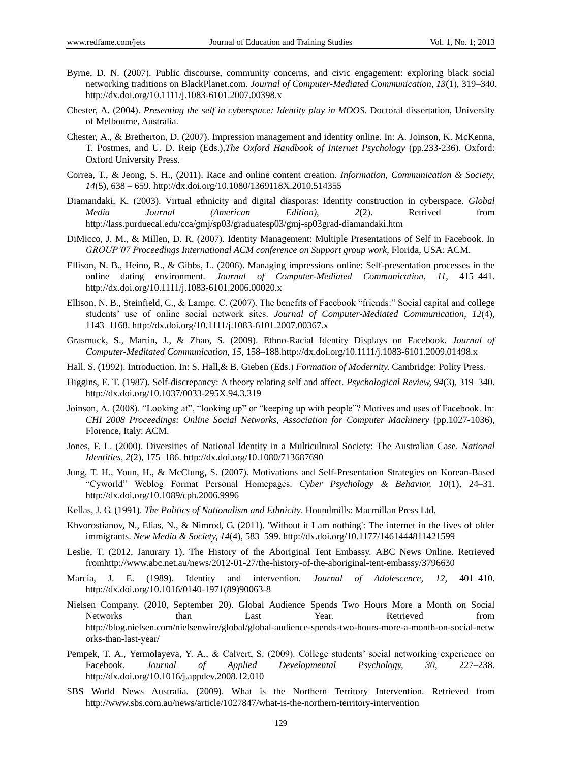Byrne, D. N. (2007). Public discourse, community concerns, and civic engagement: exploring black social networking traditions on BlackPlanet.com. *Journal of Computer-Mediated Communication*, *13*(1), 319–340. http://dx.doi.org/10.1111/j.1083-6101.2007.00398.x

Chester, A. (2004). *Presenting the self in cyberspace: Identity play in MOOS*. Doctoral dissertation, University of Melbourne, Australia.

Chester, A., & Bretherton, D. (2007). Impression management and identity online. In: A. Joinson, K. McKenna, T. Postmes, and U. D. Reip (Eds.),*The Oxford Handbook of Internet Psychology* (pp.233-236). Oxford: Oxford University Press.

Correa, T., & Jeong, S. H., (2011). Race and online content creation. *Information, Communication & Society, 14*(5), 638 – 659. http://dx.doi.org/10.1080/1369118X.2010.514355

Diamandaki, K. (2003). Virtual ethnicity and digital diasporas: Identity construction in cyberspace. *Global Media Journal (American Edition), 2*(2). Retrived from http://lass.purduecal.edu/cca/gmj/sp03/graduatesp03/gmj-sp03grad-diamandaki.htm

DiMicco, J. M., & Millen, D. R. (2007). Identity Management: Multiple Presentations of Self in Facebook. In *GROUP'07 Proceedings International ACM conference on Support group work*, Florida, USA: ACM.

Ellison, N. B., Heino, R., & Gibbs, L. (2006). Managing impressions online: Self-presentation processes in the online dating environment. *Journal of Computer-Mediated Communication, 11*, 415–441. http://dx.doi.org/10.1111/j.1083-6101.2006.00020.x

Ellison, N. B., Steinfield, C., & Lampe. C. (2007). The benefits of Facebook "friends:" Social capital and college students' use of online social network sites. *Journal of Computer-Mediated Communication, 12*(4), 1143–1168. http://dx.doi.org/10.1111/j.1083-6101.2007.00367.x

Grasmuck, S., Martin, J., & Zhao, S. (2009). Ethno-Racial Identity Displays on Facebook. *Journal of Computer-Meditated Communication, 15*, 158–188.http://dx.doi.org/10.1111/j.1083-6101.2009.01498.x

Hall. S. (1992). Introduction. In: S. Hall,& B. Gieben (Eds.) *Formation of Modernity.* Cambridge: Polity Press.

Higgins, E. T. (1987). Self-discrepancy: A theory relating self and affect. *Psychological Review, 94*(3), 319–340. http://dx.doi.org/10.1037/0033-295X.94.3.319

Joinson, A. (2008). "Looking at", "looking up" or "keeping up with people"? Motives and uses of Facebook. In: *CHI 2008 Proceedings: Online Social Networks, Association for Computer Machinery* (pp.1027-1036), Florence, Italy: ACM.

Jones, F. L. (2000). Diversities of National Identity in a Multicultural Society: The Australian Case. *National Identities, 2*(2), 175–186. http://dx.doi.org/10.1080/713687690

Jung, T. H., Youn, H., & McClung, S. (2007). Motivations and Self-Presentation Strategies on Korean-Based "Cyworld" Weblog Format Personal Homepages. *Cyber Psychology & Behavior, 10*(1), 24–31. http://dx.doi.org/10.1089/cpb.2006.9996

Kellas, J. G. (1991). *The Politics of Nationalism and Ethnicity*. Houndmills: Macmillan Press Ltd.

Khvorostianov, N., Elias, N., & Nimrod, G. (2011). 'Without it I am nothing': The internet in the lives of older immigrants. *New Media & Society, 14*(4), 583–599. http://dx.doi.org/10.1177/1461444811421599

Leslie, T. (2012, Janurary 1). The History of the Aboriginal Tent Embassy. ABC News Online. Retrieved fromhttp://www.abc.net.au/news/2012-01-27/the-history-of-the-aboriginal-tent-embassy/3796630

Marcia, J. E. (1989). Identity and intervention. *Journal of Adolescence, 12*, 401–410. http://dx.doi.org/10.1016/0140-1971(89)90063-8

Nielsen Company. (2010, September 20). Global Audience Spends Two Hours More a Month on Social Networks than Last Year. Retrieved from http://blog.nielsen.com/nielsenwire/global/global-audience-spends-two-hours-more-a-month-on-social-networks-than-last-year/

Pempek, T. A., Yermolayeva, Y. A., & Calvert, S. (2009). College students' social networking experience on Facebook. *Journal of Applied Developmental Psychology, 30*, 227–238. http://dx.doi.org/10.1016/j.appdev.2008.12.010

SBS World News Australia. (2009). What is the Northern Territory Intervention. Retrieved from http://www.sbs.com.au/news/article/1027847/what-is-the-northern-territory-intervention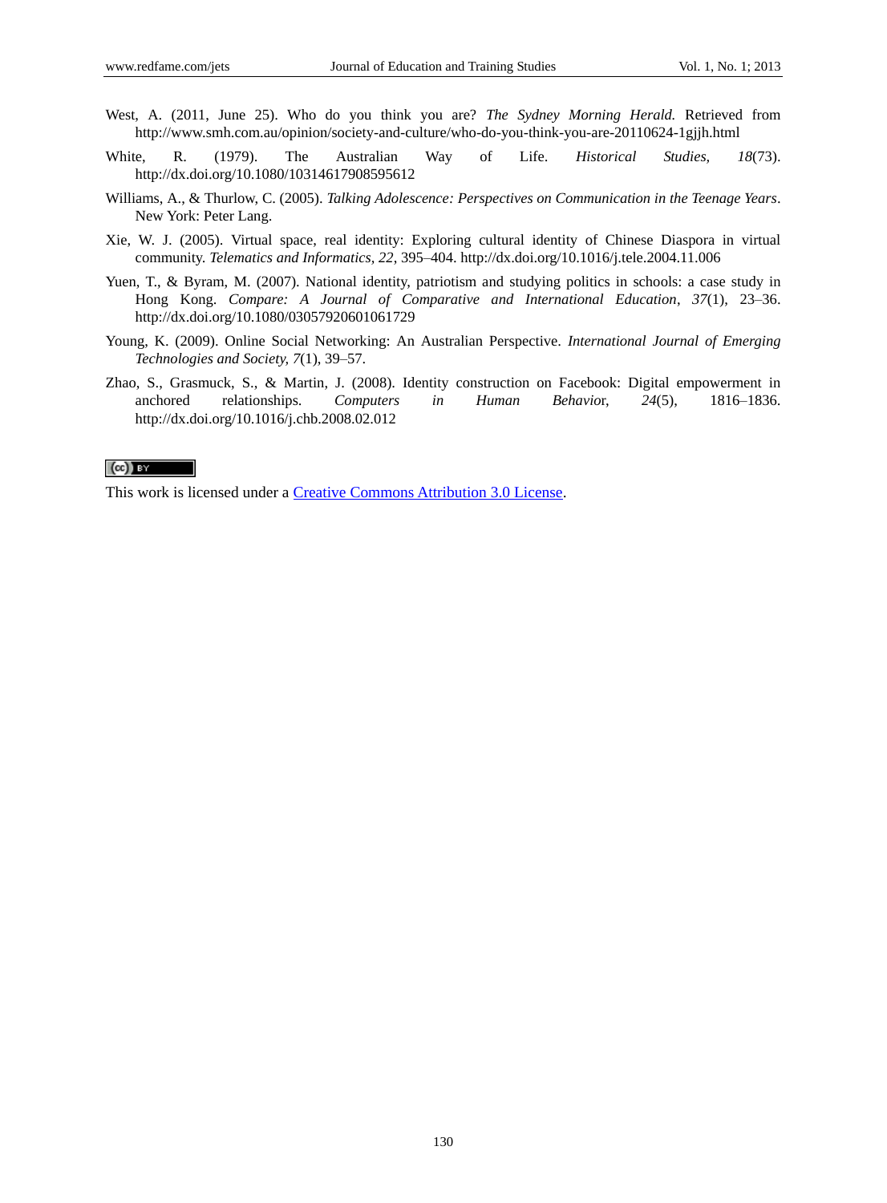West, A. (2011, June 25). Who do you think you are? *The Sydney Morning Herald.* Retrieved from http://www.smh.com.au/opinion/society-and-culture/who-do-you-think-you-are-20110624-1gjjh.html

White, R. (1979). The Australian Way of Life. *Historical Studies, 18*(73). http://dx.doi.org/10.1080/10314617908595612

Williams, A., & Thurlow, C. (2005). *Talking Adolescence: Perspectives on Communication in the Teenage Years*. New York: Peter Lang.

Xie, W. J. (2005). Virtual space, real identity: Exploring cultural identity of Chinese Diaspora in virtual community. *Telematics and Informatics, 22,* 395–404. http://dx.doi.org/10.1016/j.tele.2004.11.006

Yuen, T., & Byram, M. (2007). National identity, patriotism and studying politics in schools: a case study in Hong Kong. *Compare: A Journal of Comparative and International Education*, *37*(1), 23–36. http://dx.doi.org/10.1080/03057920601061729

Young, K. (2009). Online Social Networking: An Australian Perspective. *International Journal of Emerging Technologies and Society, 7*(1), 39–57.

Zhao, S., Grasmuck, S., & Martin, J. (2008). Identity construction on Facebook: Digital empowerment in anchored relationships. *Computers in Human Behavior*, *24*(5), 1816–1836. http://dx.doi.org/10.1016/j.chb.2008.02.012

(cc) BY

This work is licensed under a Creative Commons Attribution 3.0 License.